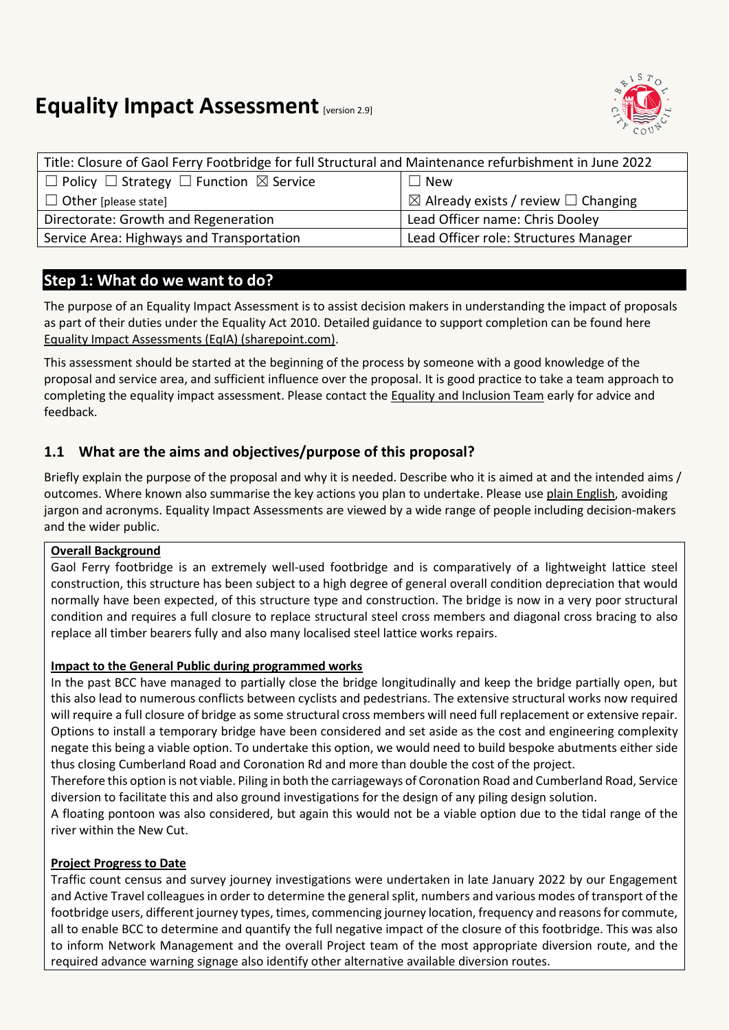# Equality Impact Assessment [version 2.9]

| Title: Closure of Gaol Ferry Footbridge for full Structural and Maintenance refurbishment in June 2022 | |
|---|---|
| ☐ Policy ☐ Strategy ☐ Function ☒ Service | ☐ New |
| ☐ Other [please state] | ☒ Already exists / review ☐ Changing |
| Directorate: Growth and Regeneration | Lead Officer name: Chris Dooley |
| Service Area: Highways and Transportation | Lead Officer role: Structures Manager |

## Step 1: What do we want to do?

The purpose of an Equality Impact Assessment is to assist decision makers in understanding the impact of proposals as part of their duties under the Equality Act 2010. Detailed guidance to support completion can be found here Equality Impact Assessments (EqIA) (sharepoint.com).

This assessment should be started at the beginning of the process by someone with a good knowledge of the proposal and service area, and sufficient influence over the proposal. It is good practice to take a team approach to completing the equality impact assessment. Please contact the Equality and Inclusion Team early for advice and feedback.

### 1.1 What are the aims and objectives/purpose of this proposal?

Briefly explain the purpose of the proposal and why it is needed. Describe who it is aimed at and the intended aims / outcomes. Where known also summarise the key actions you plan to undertake. Please use plain English, avoiding jargon and acronyms. Equality Impact Assessments are viewed by a wide range of people including decision-makers and the wider public.

**Overall Background**

Gaol Ferry footbridge is an extremely well-used footbridge and is comparatively of a lightweight lattice steel construction, this structure has been subject to a high degree of general overall condition depreciation that would normally have been expected, of this structure type and construction. The bridge is now in a very poor structural condition and requires a full closure to replace structural steel cross members and diagonal cross bracing to also replace all timber bearers fully and also many localised steel lattice works repairs.

**Impact to the General Public during programmed works**

In the past BCC have managed to partially close the bridge longitudinally and keep the bridge partially open, but this also lead to numerous conflicts between cyclists and pedestrians. The extensive structural works now required will require a full closure of bridge as some structural cross members will need full replacement or extensive repair. Options to install a temporary bridge have been considered and set aside as the cost and engineering complexity negate this being a viable option. To undertake this option, we would need to build bespoke abutments either side thus closing Cumberland Road and Coronation Rd and more than double the cost of the project.

Therefore this option is not viable. Piling in both the carriageways of Coronation Road and Cumberland Road, Service diversion to facilitate this and also ground investigations for the design of any piling design solution.

A floating pontoon was also considered, but again this would not be a viable option due to the tidal range of the river within the New Cut.

**Project Progress to Date**

Traffic count census and survey journey investigations were undertaken in late January 2022 by our Engagement and Active Travel colleagues in order to determine the general split, numbers and various modes of transport of the footbridge users, different journey types, times, commencing journey location, frequency and reasons for commute, all to enable BCC to determine and quantify the full negative impact of the closure of this footbridge. This was also to inform Network Management and the overall Project team of the most appropriate diversion route, and the required advance warning signage also identify other alternative available diversion routes.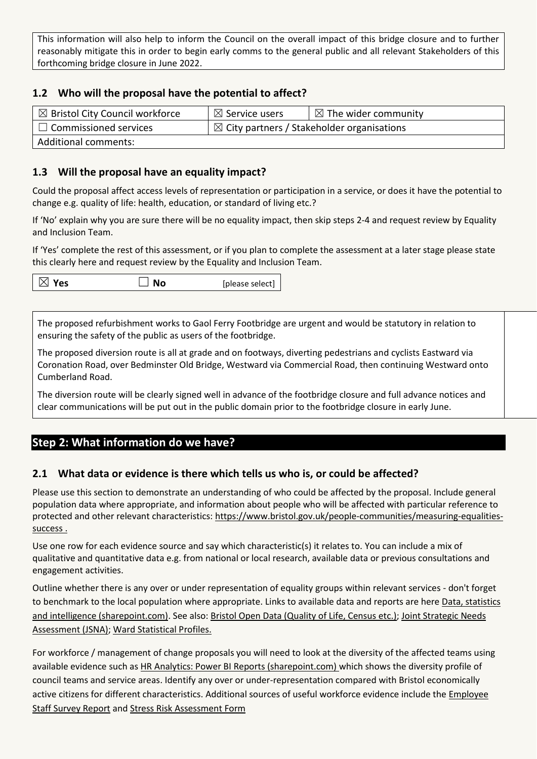This information will also help to inform the Council on the overall impact of this bridge closure and to further reasonably mitigate this in order to begin early comms to the general public and all relevant Stakeholders of this forthcoming bridge closure in June 2022.

### 1.2 Who will the proposal have the potential to affect?

| ☒ Bristol City Council workforce | ☒ Service users | ☒ The wider community |
|---|---|---|
| ☐ Commissioned services | ☒ City partners / Stakeholder organisations | |
| Additional comments: | | |

### 1.3 Will the proposal have an equality impact?

Could the proposal affect access levels of representation or participation in a service, or does it have the potential to change e.g. quality of life: health, education, or standard of living etc.?

If 'No' explain why you are sure there will be no equality impact, then skip steps 2-4 and request review by Equality and Inclusion Team.

If 'Yes' complete the rest of this assessment, or if you plan to complete the assessment at a later stage please state this clearly here and request review by the Equality and Inclusion Team.

| ☒ **Yes** | ☐ **No** | [please select] |
|---|---|---|

The proposed refurbishment works to Gaol Ferry Footbridge are urgent and would be statutory in relation to ensuring the safety of the public as users of the footbridge.

The proposed diversion route is all at grade and on footways, diverting pedestrians and cyclists Eastward via Coronation Road, over Bedminster Old Bridge, Westward via Commercial Road, then continuing Westward onto Cumberland Road.

The diversion route will be clearly signed well in advance of the footbridge closure and full advance notices and clear communications will be put out in the public domain prior to the footbridge closure in early June.

## Step 2: What information do we have?

### 2.1 What data or evidence is there which tells us who is, or could be affected?

Please use this section to demonstrate an understanding of who could be affected by the proposal. Include general population data where appropriate, and information about people who will be affected with particular reference to protected and other relevant characteristics: https://www.bristol.gov.uk/people-communities/measuring-equalities-success .

Use one row for each evidence source and say which characteristic(s) it relates to. You can include a mix of qualitative and quantitative data e.g. from national or local research, available data or previous consultations and engagement activities.

Outline whether there is any over or under representation of equality groups within relevant services - don't forget to benchmark to the local population where appropriate. Links to available data and reports are here Data, statistics and intelligence (sharepoint.com). See also: Bristol Open Data (Quality of Life, Census etc.); Joint Strategic Needs Assessment (JSNA); Ward Statistical Profiles.

For workforce / management of change proposals you will need to look at the diversity of the affected teams using available evidence such as HR Analytics: Power BI Reports (sharepoint.com) which shows the diversity profile of council teams and service areas. Identify any over or under-representation compared with Bristol economically active citizens for different characteristics. Additional sources of useful workforce evidence include the Employee Staff Survey Report and Stress Risk Assessment Form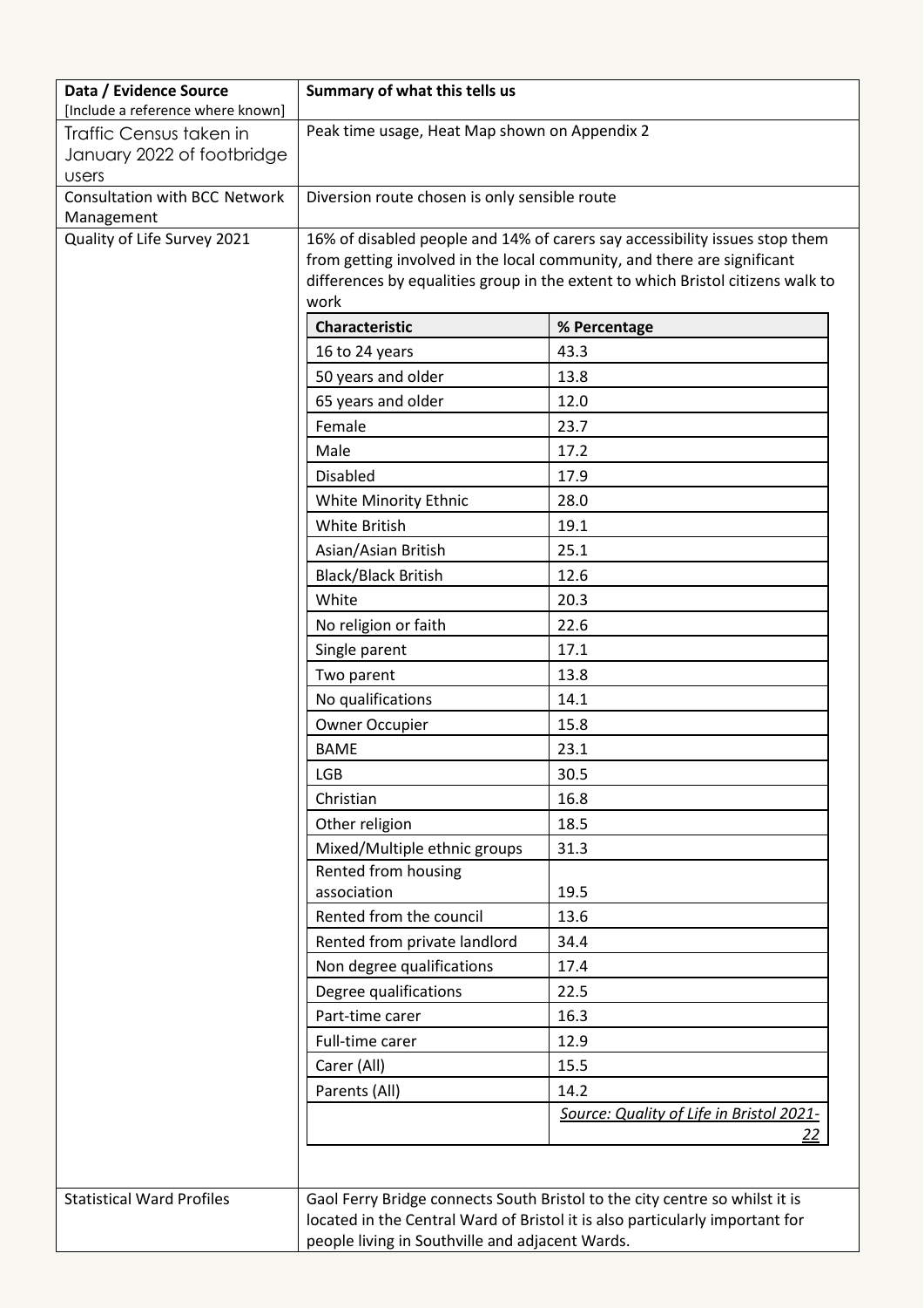| Data / Evidence Source [Include a reference where known] | Summary of what this tells us |
|---|---|
| Traffic Census taken in January 2022 of footbridge users | Peak time usage, Heat Map shown on Appendix 2 |
| Consultation with BCC Network Management | Diversion route chosen is only sensible route |
| Quality of Life Survey 2021 | 16% of disabled people and 14% of carers say accessibility issues stop them from getting involved in the local community, and there are significant differences by equalities group in the extent to which Bristol citizens walk to work |
| Statistical Ward Profiles | Gaol Ferry Bridge connects South Bristol to the city centre so whilst it is located in the Central Ward of Bristol it is also particularly important for people living in Southville and adjacent Wards. |

| Characteristic | % Percentage |
|---|---|
| 16 to 24 years | 43.3 |
| 50 years and older | 13.8 |
| 65 years and older | 12.0 |
| Female | 23.7 |
| Male | 17.2 |
| Disabled | 17.9 |
| White Minority Ethnic | 28.0 |
| White British | 19.1 |
| Asian/Asian British | 25.1 |
| Black/Black British | 12.6 |
| White | 20.3 |
| No religion or faith | 22.6 |
| Single parent | 17.1 |
| Two parent | 13.8 |
| No qualifications | 14.1 |
| Owner Occupier | 15.8 |
| BAME | 23.1 |
| LGB | 30.5 |
| Christian | 16.8 |
| Other religion | 18.5 |
| Mixed/Multiple ethnic groups | 31.3 |
| Rented from housing association | 19.5 |
| Rented from the council | 13.6 |
| Rented from private landlord | 34.4 |
| Non degree qualifications | 17.4 |
| Degree qualifications | 22.5 |
| Part-time carer | 16.3 |
| Full-time carer | 12.9 |
| Carer (All) | 15.5 |
| Parents (All) | 14.2 |
| | *Source: Quality of Life in Bristol 2021-22* |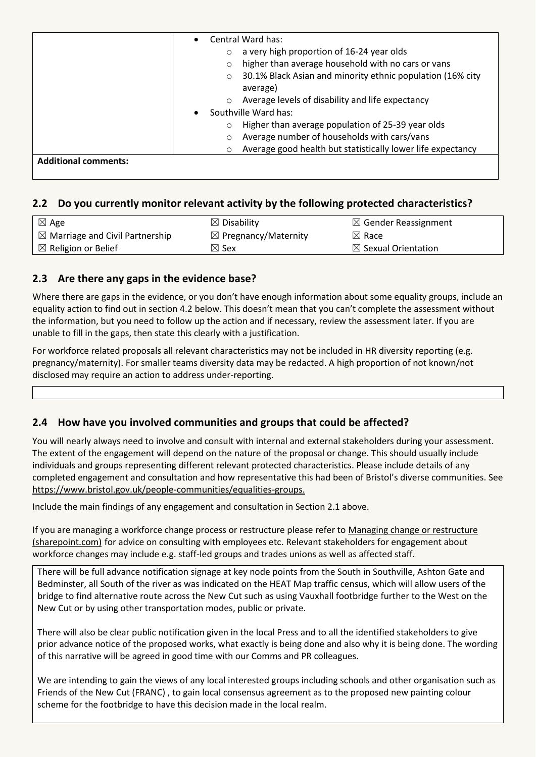| | • Central Ward has:<br>  ○ a very high proportion of 16-24 year olds<br>  ○ higher than average household with no cars or vans<br>  ○ 30.1% Black Asian and minority ethnic population (16% city average)<br>  ○ Average levels of disability and life expectancy<br>• Southville Ward has:<br>  ○ Higher than average population of 25-39 year olds<br>  ○ Average number of households with cars/vans<br>  ○ Average good health but statistically lower life expectancy |
|---|---|
| **Additional comments:** | |

## 2.2 Do you currently monitor relevant activity by the following protected characteristics?

| | | |
|---|---|---|
| ☒ Age | ☒ Disability | ☒ Gender Reassignment |
| ☒ Marriage and Civil Partnership | ☒ Pregnancy/Maternity | ☒ Race |
| ☒ Religion or Belief | ☒ Sex | ☒ Sexual Orientation |

## 2.3 Are there any gaps in the evidence base?

Where there are gaps in the evidence, or you don't have enough information about some equality groups, include an equality action to find out in section 4.2 below. This doesn't mean that you can't complete the assessment without the information, but you need to follow up the action and if necessary, review the assessment later. If you are unable to fill in the gaps, then state this clearly with a justification.

For workforce related proposals all relevant characteristics may not be included in HR diversity reporting (e.g. pregnancy/maternity). For smaller teams diversity data may be redacted. A high proportion of not known/not disclosed may require an action to address under-reporting.

## 2.4 How have you involved communities and groups that could be affected?

You will nearly always need to involve and consult with internal and external stakeholders during your assessment. The extent of the engagement will depend on the nature of the proposal or change. This should usually include individuals and groups representing different relevant protected characteristics. Please include details of any completed engagement and consultation and how representative this had been of Bristol's diverse communities. See https://www.bristol.gov.uk/people-communities/equalities-groups.

Include the main findings of any engagement and consultation in Section 2.1 above.

If you are managing a workforce change process or restructure please refer to Managing change or restructure (sharepoint.com) for advice on consulting with employees etc. Relevant stakeholders for engagement about workforce changes may include e.g. staff-led groups and trades unions as well as affected staff.

There will be full advance notification signage at key node points from the South in Southville, Ashton Gate and Bedminster, all South of the river as was indicated on the HEAT Map traffic census, which will allow users of the bridge to find alternative route across the New Cut such as using Vauxhall footbridge further to the West on the New Cut or by using other transportation modes, public or private.

There will also be clear public notification given in the local Press and to all the identified stakeholders to give prior advance notice of the proposed works, what exactly is being done and also why it is being done. The wording of this narrative will be agreed in good time with our Comms and PR colleagues.

We are intending to gain the views of any local interested groups including schools and other organisation such as Friends of the New Cut (FRANC) , to gain local consensus agreement as to the proposed new painting colour scheme for the footbridge to have this decision made in the local realm.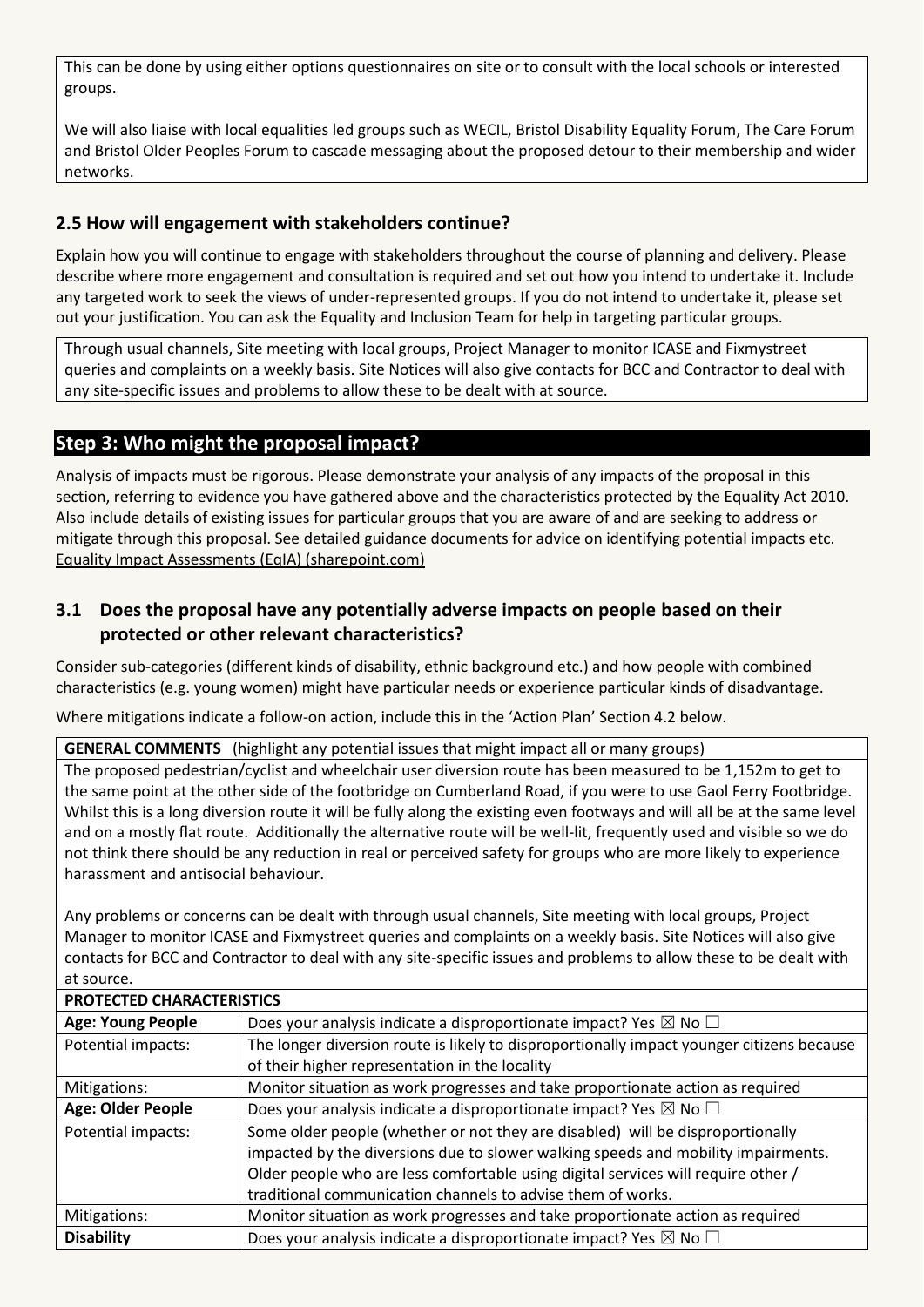This can be done by using either options questionnaires on site or to consult with the local schools or interested groups.

We will also liaise with local equalities led groups such as WECIL, Bristol Disability Equality Forum, The Care Forum and Bristol Older Peoples Forum to cascade messaging about the proposed detour to their membership and wider networks.

### 2.5 How will engagement with stakeholders continue?

Explain how you will continue to engage with stakeholders throughout the course of planning and delivery. Please describe where more engagement and consultation is required and set out how you intend to undertake it. Include any targeted work to seek the views of under-represented groups. If you do not intend to undertake it, please set out your justification. You can ask the Equality and Inclusion Team for help in targeting particular groups.

Through usual channels, Site meeting with local groups, Project Manager to monitor ICASE and Fixmystreet queries and complaints on a weekly basis. Site Notices will also give contacts for BCC and Contractor to deal with any site-specific issues and problems to allow these to be dealt with at source.

## Step 3: Who might the proposal impact?

Analysis of impacts must be rigorous. Please demonstrate your analysis of any impacts of the proposal in this section, referring to evidence you have gathered above and the characteristics protected by the Equality Act 2010. Also include details of existing issues for particular groups that you are aware of and are seeking to address or mitigate through this proposal. See detailed guidance documents for advice on identifying potential impacts etc. Equality Impact Assessments (EqIA) (sharepoint.com)

### 3.1 Does the proposal have any potentially adverse impacts on people based on their protected or other relevant characteristics?

Consider sub-categories (different kinds of disability, ethnic background etc.) and how people with combined characteristics (e.g. young women) might have particular needs or experience particular kinds of disadvantage.

Where mitigations indicate a follow-on action, include this in the 'Action Plan' Section 4.2 below.

**GENERAL COMMENTS** (highlight any potential issues that might impact all or many groups)

The proposed pedestrian/cyclist and wheelchair user diversion route has been measured to be 1,152m to get to the same point at the other side of the footbridge on Cumberland Road, if you were to use Gaol Ferry Footbridge. Whilst this is a long diversion route it will be fully along the existing even footways and will all be at the same level and on a mostly flat route. Additionally the alternative route will be well-lit, frequently used and visible so we do not think there should be any reduction in real or perceived safety for groups who are more likely to experience harassment and antisocial behaviour.

Any problems or concerns can be dealt with through usual channels, Site meeting with local groups, Project Manager to monitor ICASE and Fixmystreet queries and complaints on a weekly basis. Site Notices will also give contacts for BCC and Contractor to deal with any site-specific issues and problems to allow these to be dealt with at source.

| PROTECTED CHARACTERISTICS | |
|---|---|
| **Age: Young People** | Does your analysis indicate a disproportionate impact? Yes ☒ No ☐ |
| Potential impacts: | The longer diversion route is likely to disproportionally impact younger citizens because of their higher representation in the locality |
| Mitigations: | Monitor situation as work progresses and take proportionate action as required |
| **Age: Older People** | Does your analysis indicate a disproportionate impact? Yes ☒ No ☐ |
| Potential impacts: | Some older people (whether or not they are disabled) will be disproportionally impacted by the diversions due to slower walking speeds and mobility impairments. Older people who are less comfortable using digital services will require other / traditional communication channels to advise them of works. |
| Mitigations: | Monitor situation as work progresses and take proportionate action as required |
| **Disability** | Does your analysis indicate a disproportionate impact? Yes ☒ No ☐ |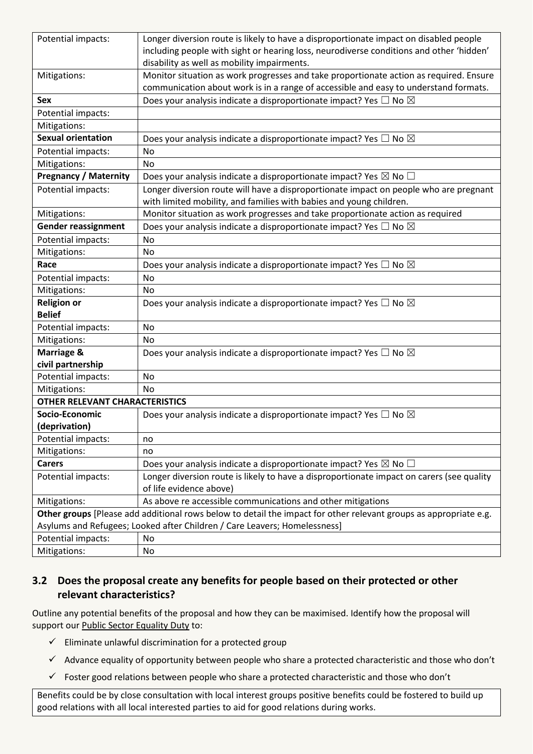| | |
|---|---|
| Potential impacts: | Longer diversion route is likely to have a disproportionate impact on disabled people including people with sight or hearing loss, neurodiverse conditions and other ‘hidden’ disability as well as mobility impairments. |
| Mitigations: | Monitor situation as work progresses and take proportionate action as required. Ensure communication about work is in a range of accessible and easy to understand formats. |
| **Sex** | Does your analysis indicate a disproportionate impact? Yes ☐ No ☒ |
| Potential impacts: | |
| Mitigations: | |
| **Sexual orientation** | Does your analysis indicate a disproportionate impact? Yes ☐ No ☒ |
| Potential impacts: | No |
| Mitigations: | No |
| **Pregnancy / Maternity** | Does your analysis indicate a disproportionate impact? Yes ☒ No ☐ |
| Potential impacts: | Longer diversion route will have a disproportionate impact on people who are pregnant with limited mobility, and families with babies and young children. |
| Mitigations: | Monitor situation as work progresses and take proportionate action as required |
| **Gender reassignment** | Does your analysis indicate a disproportionate impact? Yes ☐ No ☒ |
| Potential impacts: | No |
| Mitigations: | No |
| **Race** | Does your analysis indicate a disproportionate impact? Yes ☐ No ☒ |
| Potential impacts: | No |
| Mitigations: | No |
| **Religion or Belief** | Does your analysis indicate a disproportionate impact? Yes ☐ No ☒ |
| Potential impacts: | No |
| Mitigations: | No |
| **Marriage & civil partnership** | Does your analysis indicate a disproportionate impact? Yes ☐ No ☒ |
| Potential impacts: | No |
| Mitigations: | No |
| **OTHER RELEVANT CHARACTERISTICS** | |
| **Socio-Economic (deprivation)** | Does your analysis indicate a disproportionate impact? Yes ☐ No ☒ |
| Potential impacts: | no |
| Mitigations: | no |
| **Carers** | Does your analysis indicate a disproportionate impact? Yes ☒ No ☐ |
| Potential impacts: | Longer diversion route is likely to have a disproportionate impact on carers (see quality of life evidence above) |
| Mitigations: | As above re accessible communications and other mitigations |
| **Other groups** [Please add additional rows below to detail the impact for other relevant groups as appropriate e.g. Asylums and Refugees; Looked after Children / Care Leavers; Homelessness] | |
| Potential impacts: | No |
| Mitigations: | No |

## 3.2 Does the proposal create any benefits for people based on their protected or other relevant characteristics?

Outline any potential benefits of the proposal and how they can be maximised. Identify how the proposal will support our Public Sector Equality Duty to:

- ✓ Eliminate unlawful discrimination for a protected group
- ✓ Advance equality of opportunity between people who share a protected characteristic and those who don't
- ✓ Foster good relations between people who share a protected characteristic and those who don't

Benefits could be by close consultation with local interest groups positive benefits could be fostered to build up good relations with all local interested parties to aid for good relations during works.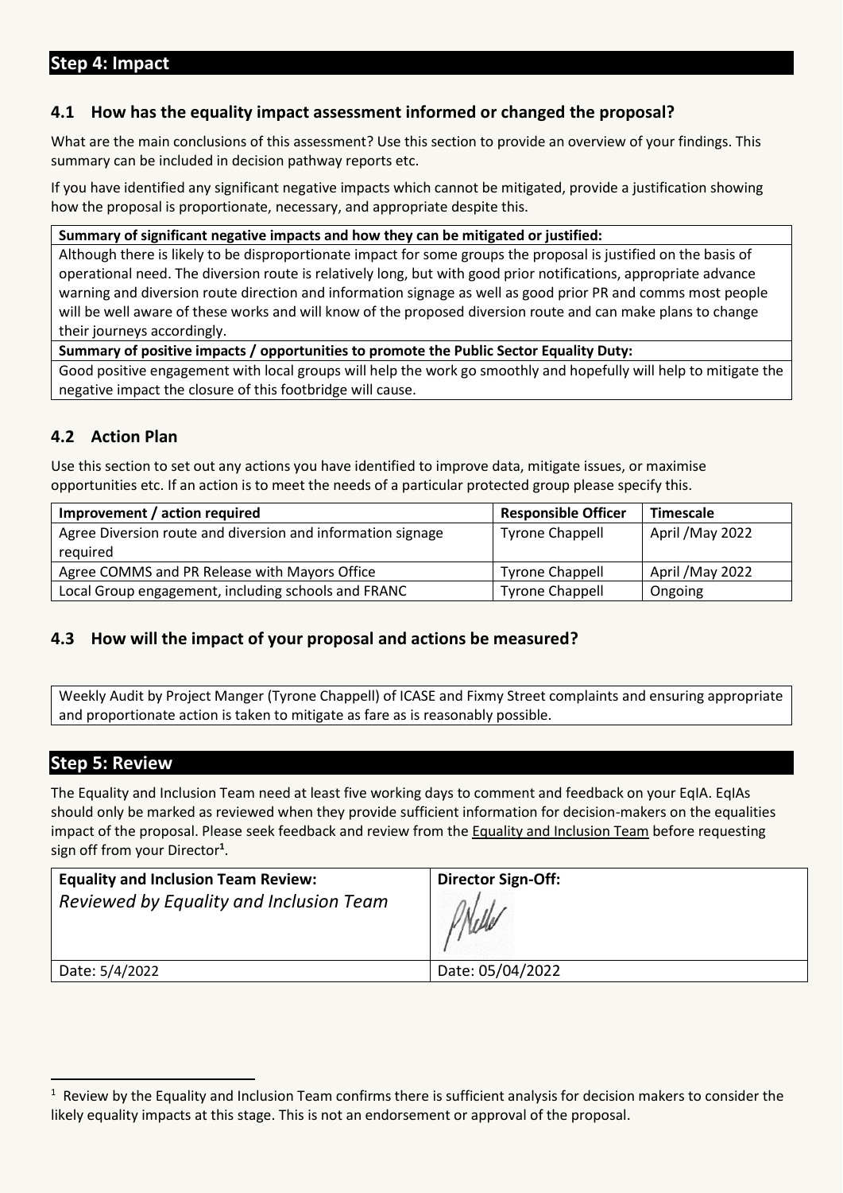## Step 4: Impact

### 4.1 How has the equality impact assessment informed or changed the proposal?

What are the main conclusions of this assessment? Use this section to provide an overview of your findings. This summary can be included in decision pathway reports etc.

If you have identified any significant negative impacts which cannot be mitigated, provide a justification showing how the proposal is proportionate, necessary, and appropriate despite this.

| **Summary of significant negative impacts and how they can be mitigated or justified:** |
|---|
| Although there is likely to be disproportionate impact for some groups the proposal is justified on the basis of operational need. The diversion route is relatively long, but with good prior notifications, appropriate advance warning and diversion route direction and information signage as well as good prior PR and comms most people will be well aware of these works and will know of the proposed diversion route and can make plans to change their journeys accordingly. |
| **Summary of positive impacts / opportunities to promote the Public Sector Equality Duty:** |
| Good positive engagement with local groups will help the work go smoothly and hopefully will help to mitigate the negative impact the closure of this footbridge will cause. |

### 4.2 Action Plan

Use this section to set out any actions you have identified to improve data, mitigate issues, or maximise opportunities etc. If an action is to meet the needs of a particular protected group please specify this.

| Improvement / action required | Responsible Officer | Timescale |
|---|---|---|
| Agree Diversion route and diversion and information signage required | Tyrone Chappell | April /May 2022 |
| Agree COMMS and PR Release with Mayors Office | Tyrone Chappell | April /May 2022 |
| Local Group engagement, including schools and FRANC | Tyrone Chappell | Ongoing |

### 4.3 How will the impact of your proposal and actions be measured?

Weekly Audit by Project Manger (Tyrone Chappell) of ICASE and Fixmy Street complaints and ensuring appropriate and proportionate action is taken to mitigate as fare as is reasonably possible.

## Step 5: Review

The Equality and Inclusion Team need at least five working days to comment and feedback on your EqIA. EqIAs should only be marked as reviewed when they provide sufficient information for decision-makers on the equalities impact of the proposal. Please seek feedback and review from the Equality and Inclusion Team before requesting sign off from your Director[1].

| **Equality and Inclusion Team Review:** *Reviewed by Equality and Inclusion Team* | **Director Sign-Off:** |
|---|---|
| Date: 5/4/2022 | Date: 05/04/2022 |

[1] Review by the Equality and Inclusion Team confirms there is sufficient analysis for decision makers to consider the likely equality impacts at this stage. This is not an endorsement or approval of the proposal.